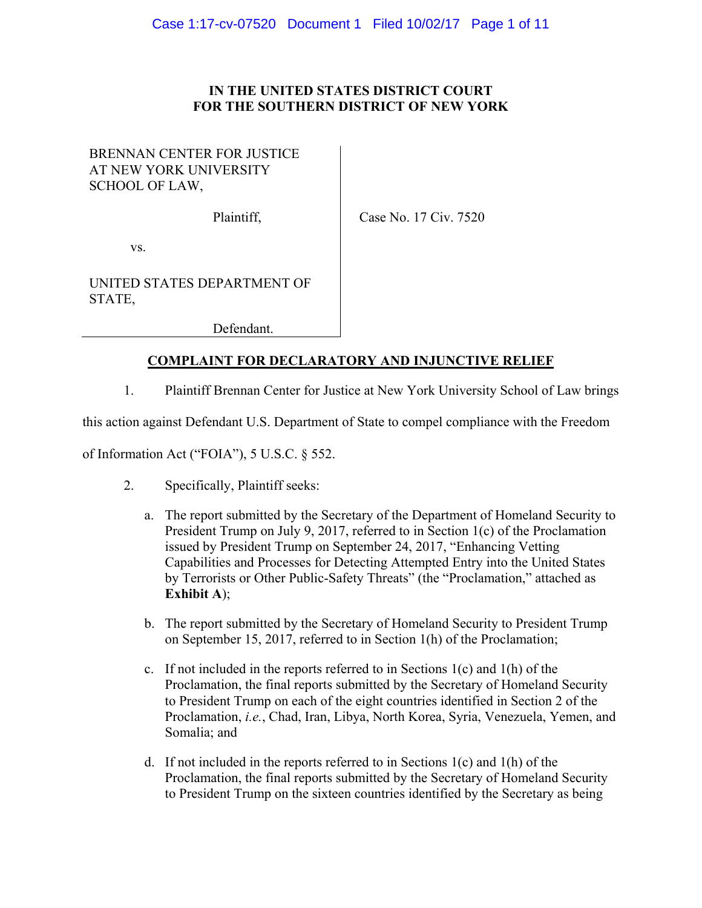**IN THE UNITED STATES DISTRICT COURT**
**FOR THE SOUTHERN DISTRICT OF NEW YORK**

| | |
|---|---|
| BRENNAN CENTER FOR JUSTICE AT NEW YORK UNIVERSITY SCHOOL OF LAW,<br><br>Plaintiff,<br><br>vs.<br><br>UNITED STATES DEPARTMENT OF STATE,<br><br>Defendant. | Case No. 17 Civ. 7520 |

**COMPLAINT FOR DECLARATORY AND INJUNCTIVE RELIEF**

1. Plaintiff Brennan Center for Justice at New York University School of Law brings this action against Defendant U.S. Department of State to compel compliance with the Freedom of Information Act ("FOIA"), 5 U.S.C. § 552.

2. Specifically, Plaintiff seeks:

   a. The report submitted by the Secretary of the Department of Homeland Security to President Trump on July 9, 2017, referred to in Section 1(c) of the Proclamation issued by President Trump on September 24, 2017, "Enhancing Vetting Capabilities and Processes for Detecting Attempted Entry into the United States by Terrorists or Other Public-Safety Threats" (the "Proclamation," attached as **Exhibit A**);

   b. The report submitted by the Secretary of Homeland Security to President Trump on September 15, 2017, referred to in Section 1(h) of the Proclamation;

   c. If not included in the reports referred to in Sections 1(c) and 1(h) of the Proclamation, the final reports submitted by the Secretary of Homeland Security to President Trump on each of the eight countries identified in Section 2 of the Proclamation, *i.e.*, Chad, Iran, Libya, North Korea, Syria, Venezuela, Yemen, and Somalia; and

   d. If not included in the reports referred to in Sections 1(c) and 1(h) of the Proclamation, the final reports submitted by the Secretary of Homeland Security to President Trump on the sixteen countries identified by the Secretary as being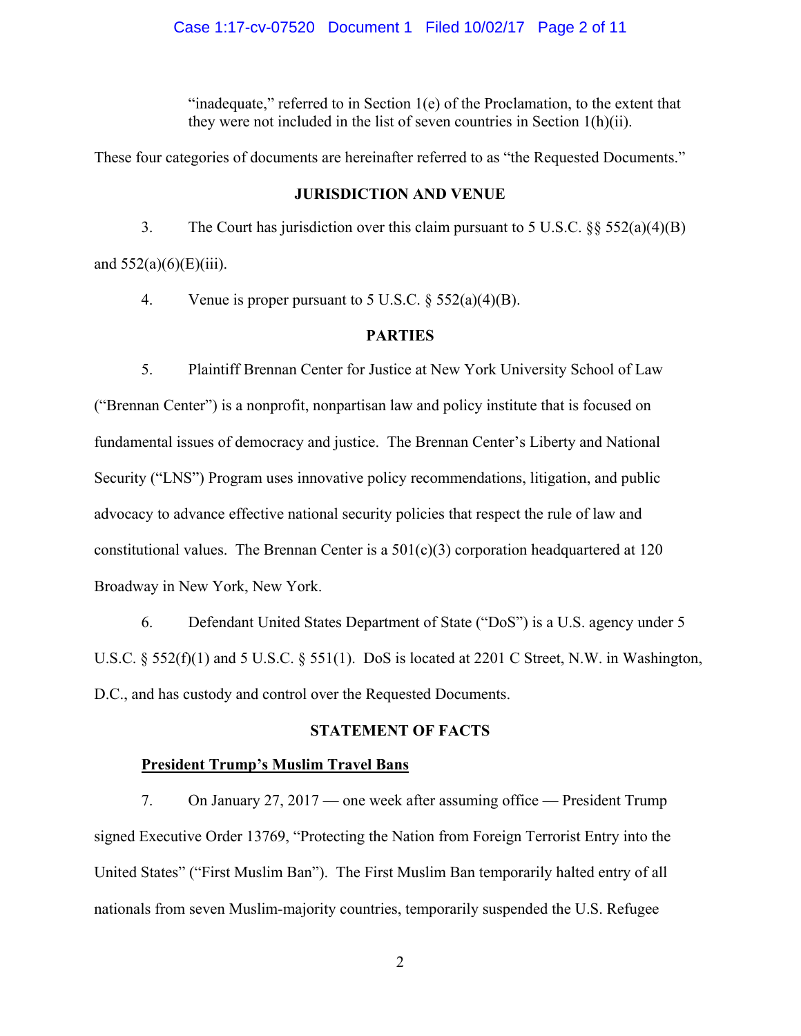"inadequate," referred to in Section 1(e) of the Proclamation, to the extent that they were not included in the list of seven countries in Section 1(h)(ii).

These four categories of documents are hereinafter referred to as "the Requested Documents."

## JURISDICTION AND VENUE

3. The Court has jurisdiction over this claim pursuant to 5 U.S.C. §§ 552(a)(4)(B) and 552(a)(6)(E)(iii).

4. Venue is proper pursuant to 5 U.S.C. § 552(a)(4)(B).

## PARTIES

5. Plaintiff Brennan Center for Justice at New York University School of Law ("Brennan Center") is a nonprofit, nonpartisan law and policy institute that is focused on fundamental issues of democracy and justice. The Brennan Center's Liberty and National Security ("LNS") Program uses innovative policy recommendations, litigation, and public advocacy to advance effective national security policies that respect the rule of law and constitutional values. The Brennan Center is a 501(c)(3) corporation headquartered at 120 Broadway in New York, New York.

6. Defendant United States Department of State ("DoS") is a U.S. agency under 5 U.S.C. § 552(f)(1) and 5 U.S.C. § 551(1). DoS is located at 2201 C Street, N.W. in Washington, D.C., and has custody and control over the Requested Documents.

## STATEMENT OF FACTS

### President Trump's Muslim Travel Bans

7. On January 27, 2017 — one week after assuming office — President Trump signed Executive Order 13769, "Protecting the Nation from Foreign Terrorist Entry into the United States" ("First Muslim Ban"). The First Muslim Ban temporarily halted entry of all nationals from seven Muslim-majority countries, temporarily suspended the U.S. Refugee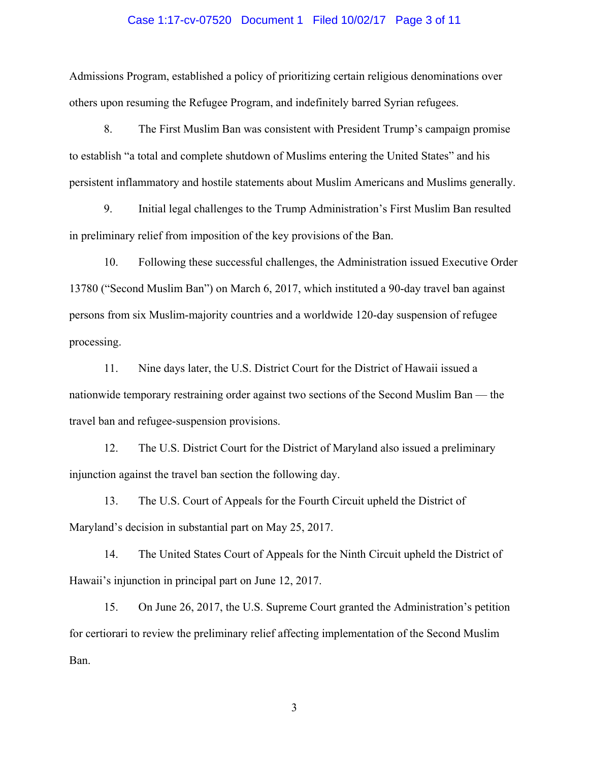Admissions Program, established a policy of prioritizing certain religious denominations over others upon resuming the Refugee Program, and indefinitely barred Syrian refugees.

8. The First Muslim Ban was consistent with President Trump's campaign promise to establish "a total and complete shutdown of Muslims entering the United States" and his persistent inflammatory and hostile statements about Muslim Americans and Muslims generally.

9. Initial legal challenges to the Trump Administration's First Muslim Ban resulted in preliminary relief from imposition of the key provisions of the Ban.

10. Following these successful challenges, the Administration issued Executive Order 13780 ("Second Muslim Ban") on March 6, 2017, which instituted a 90-day travel ban against persons from six Muslim-majority countries and a worldwide 120-day suspension of refugee processing.

11. Nine days later, the U.S. District Court for the District of Hawaii issued a nationwide temporary restraining order against two sections of the Second Muslim Ban — the travel ban and refugee-suspension provisions.

12. The U.S. District Court for the District of Maryland also issued a preliminary injunction against the travel ban section the following day.

13. The U.S. Court of Appeals for the Fourth Circuit upheld the District of Maryland's decision in substantial part on May 25, 2017.

14. The United States Court of Appeals for the Ninth Circuit upheld the District of Hawaii's injunction in principal part on June 12, 2017.

15. On June 26, 2017, the U.S. Supreme Court granted the Administration's petition for certiorari to review the preliminary relief affecting implementation of the Second Muslim Ban.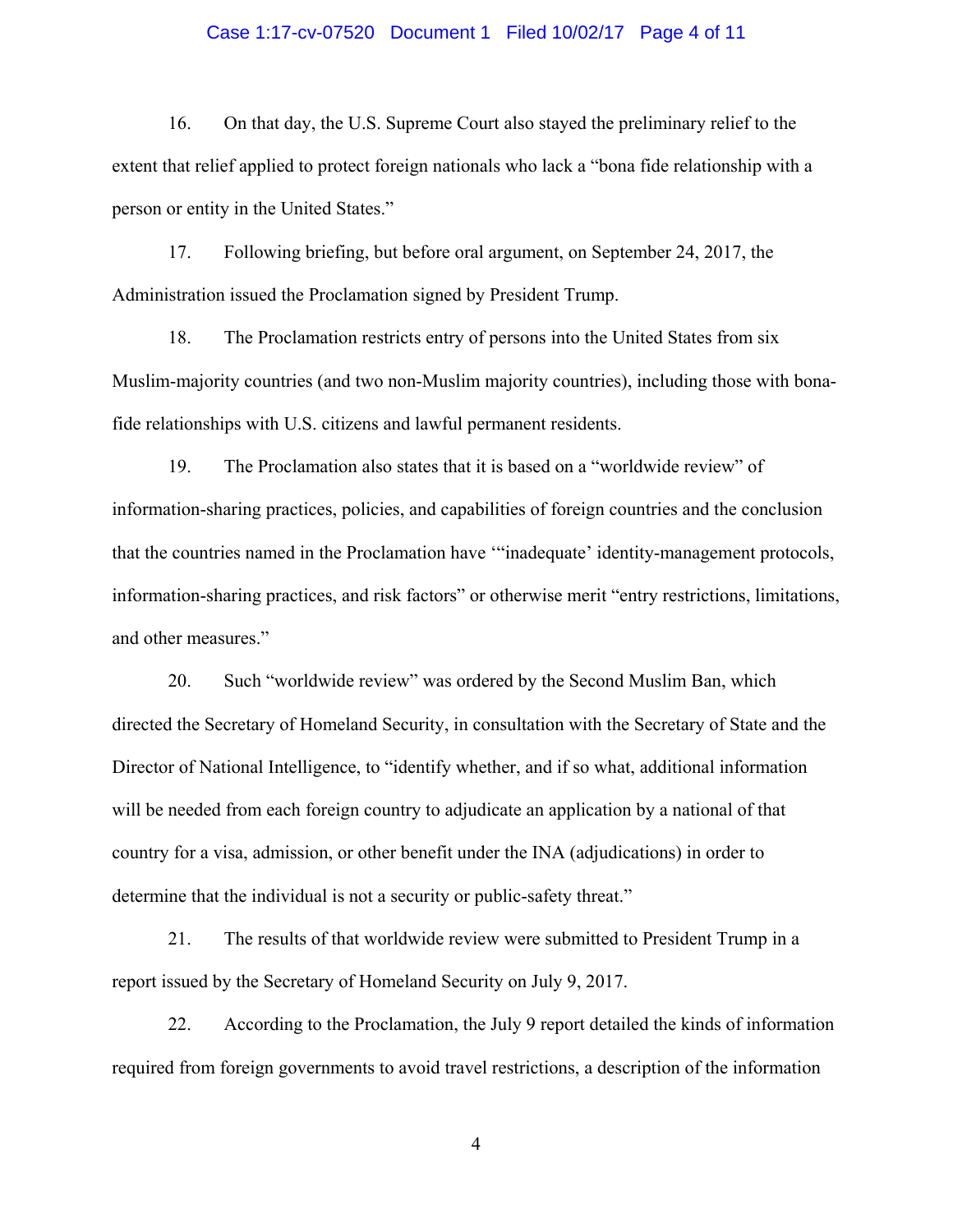16. On that day, the U.S. Supreme Court also stayed the preliminary relief to the extent that relief applied to protect foreign nationals who lack a "bona fide relationship with a person or entity in the United States."

17. Following briefing, but before oral argument, on September 24, 2017, the Administration issued the Proclamation signed by President Trump.

18. The Proclamation restricts entry of persons into the United States from six Muslim-majority countries (and two non-Muslim majority countries), including those with bona-fide relationships with U.S. citizens and lawful permanent residents.

19. The Proclamation also states that it is based on a "worldwide review" of information-sharing practices, policies, and capabilities of foreign countries and the conclusion that the countries named in the Proclamation have '"inadequate' identity-management protocols, information-sharing practices, and risk factors" or otherwise merit "entry restrictions, limitations, and other measures."

20. Such "worldwide review" was ordered by the Second Muslim Ban, which directed the Secretary of Homeland Security, in consultation with the Secretary of State and the Director of National Intelligence, to "identify whether, and if so what, additional information will be needed from each foreign country to adjudicate an application by a national of that country for a visa, admission, or other benefit under the INA (adjudications) in order to determine that the individual is not a security or public-safety threat."

21. The results of that worldwide review were submitted to President Trump in a report issued by the Secretary of Homeland Security on July 9, 2017.

22. According to the Proclamation, the July 9 report detailed the kinds of information required from foreign governments to avoid travel restrictions, a description of the information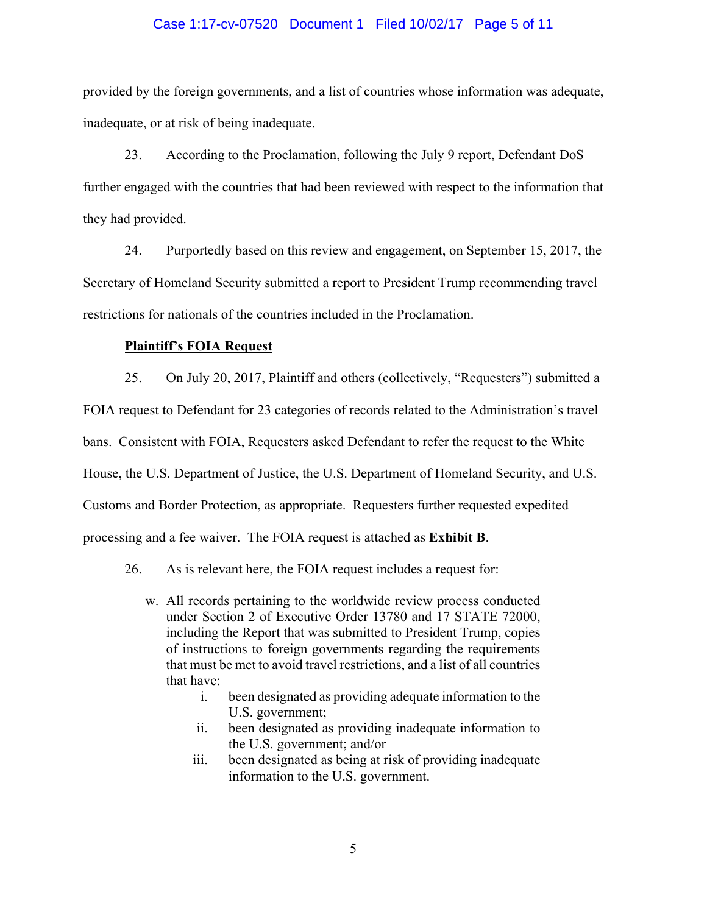provided by the foreign governments, and a list of countries whose information was adequate, inadequate, or at risk of being inadequate.

23. According to the Proclamation, following the July 9 report, Defendant DoS further engaged with the countries that had been reviewed with respect to the information that they had provided.

24. Purportedly based on this review and engagement, on September 15, 2017, the Secretary of Homeland Security submitted a report to President Trump recommending travel restrictions for nationals of the countries included in the Proclamation.

**Plaintiff's FOIA Request**

25. On July 20, 2017, Plaintiff and others (collectively, "Requesters") submitted a FOIA request to Defendant for 23 categories of records related to the Administration's travel bans. Consistent with FOIA, Requesters asked Defendant to refer the request to the White House, the U.S. Department of Justice, the U.S. Department of Homeland Security, and U.S. Customs and Border Protection, as appropriate. Requesters further requested expedited processing and a fee waiver. The FOIA request is attached as **Exhibit B**.

26. As is relevant here, the FOIA request includes a request for:

> w. All records pertaining to the worldwide review process conducted under Section 2 of Executive Order 13780 and 17 STATE 72000, including the Report that was submitted to President Trump, copies of instructions to foreign governments regarding the requirements that must be met to avoid travel restrictions, and a list of all countries that have:
>
> i. been designated as providing adequate information to the U.S. government;
>
> ii. been designated as providing inadequate information to the U.S. government; and/or
>
> iii. been designated as being at risk of providing inadequate information to the U.S. government.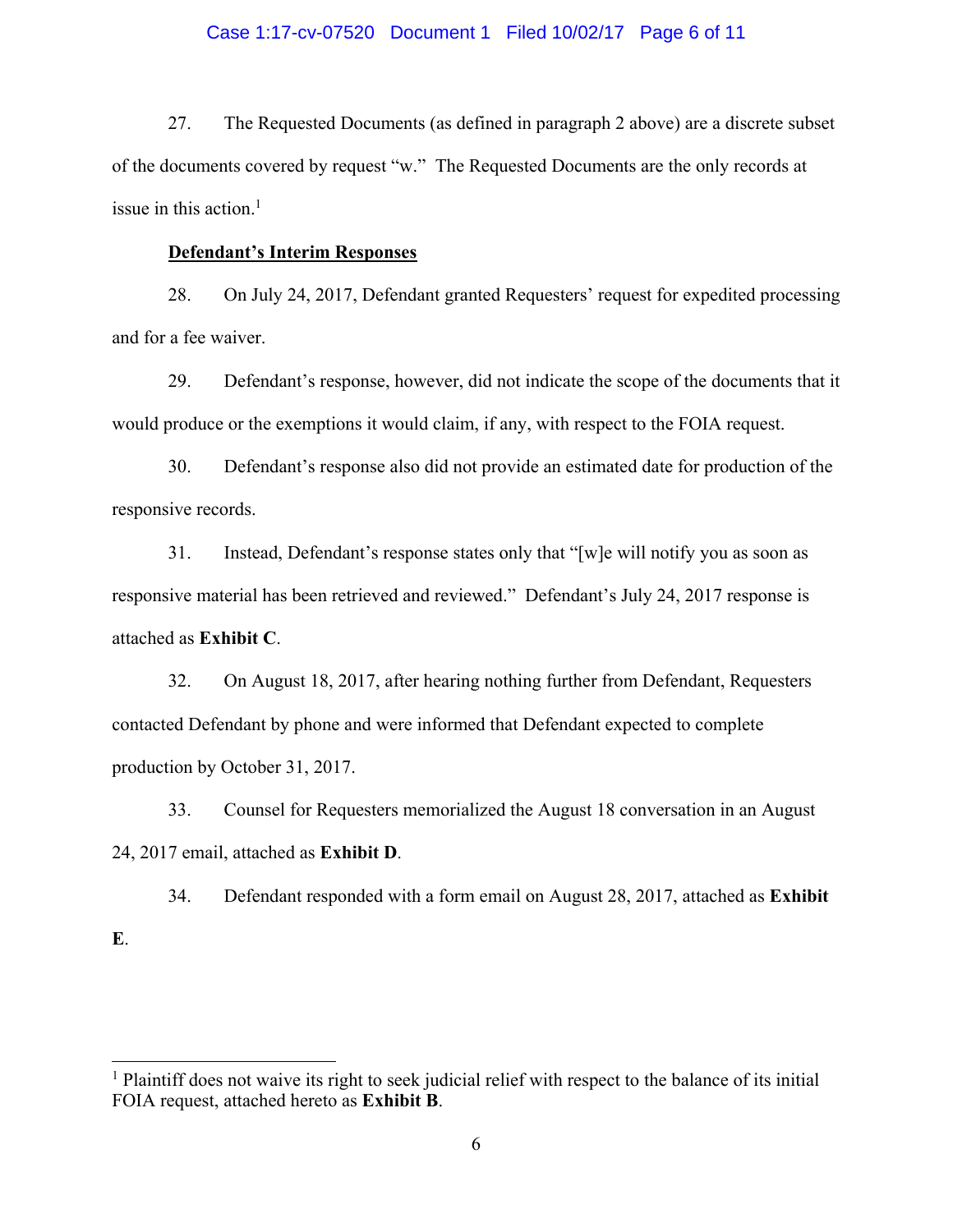27. The Requested Documents (as defined in paragraph 2 above) are a discrete subset of the documents covered by request "w." The Requested Documents are the only records at issue in this action.[1]

**Defendant's Interim Responses**

28. On July 24, 2017, Defendant granted Requesters' request for expedited processing and for a fee waiver.

29. Defendant's response, however, did not indicate the scope of the documents that it would produce or the exemptions it would claim, if any, with respect to the FOIA request.

30. Defendant's response also did not provide an estimated date for production of the responsive records.

31. Instead, Defendant's response states only that "[w]e will notify you as soon as responsive material has been retrieved and reviewed." Defendant's July 24, 2017 response is attached as **Exhibit C**.

32. On August 18, 2017, after hearing nothing further from Defendant, Requesters contacted Defendant by phone and were informed that Defendant expected to complete production by October 31, 2017.

33. Counsel for Requesters memorialized the August 18 conversation in an August 24, 2017 email, attached as **Exhibit D**.

34. Defendant responded with a form email on August 28, 2017, attached as **Exhibit E**.

---

[1] Plaintiff does not waive its right to seek judicial relief with respect to the balance of its initial FOIA request, attached hereto as **Exhibit B**.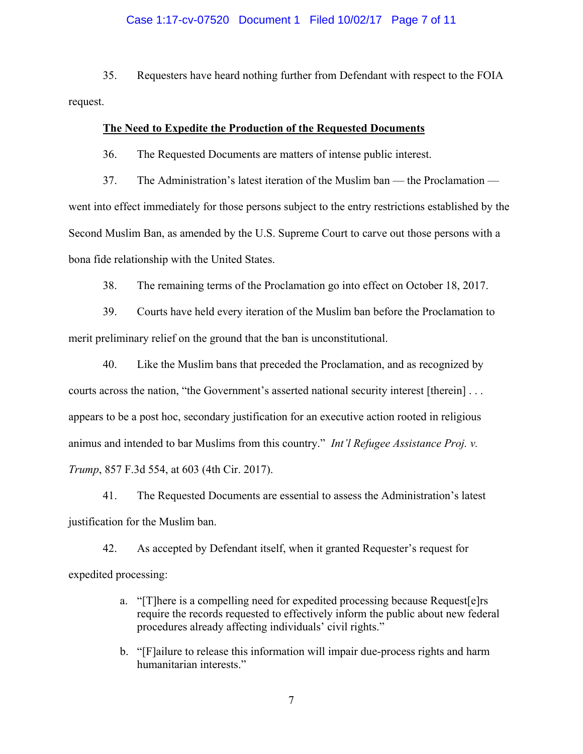35. Requesters have heard nothing further from Defendant with respect to the FOIA request.

**The Need to Expedite the Production of the Requested Documents**

36. The Requested Documents are matters of intense public interest.

37. The Administration's latest iteration of the Muslim ban — the Proclamation — went into effect immediately for those persons subject to the entry restrictions established by the Second Muslim Ban, as amended by the U.S. Supreme Court to carve out those persons with a bona fide relationship with the United States.

38. The remaining terms of the Proclamation go into effect on October 18, 2017.

39. Courts have held every iteration of the Muslim ban before the Proclamation to merit preliminary relief on the ground that the ban is unconstitutional.

40. Like the Muslim bans that preceded the Proclamation, and as recognized by courts across the nation, "the Government's asserted national security interest [therein] . . . appears to be a post hoc, secondary justification for an executive action rooted in religious animus and intended to bar Muslims from this country." *Int'l Refugee Assistance Proj. v. Trump*, 857 F.3d 554, at 603 (4th Cir. 2017).

41. The Requested Documents are essential to assess the Administration's latest justification for the Muslim ban.

42. As accepted by Defendant itself, when it granted Requester's request for expedited processing:

   a. "[T]here is a compelling need for expedited processing because Request[e]rs require the records requested to effectively inform the public about new federal procedures already affecting individuals' civil rights."

   b. "[F]ailure to release this information will impair due-process rights and harm humanitarian interests."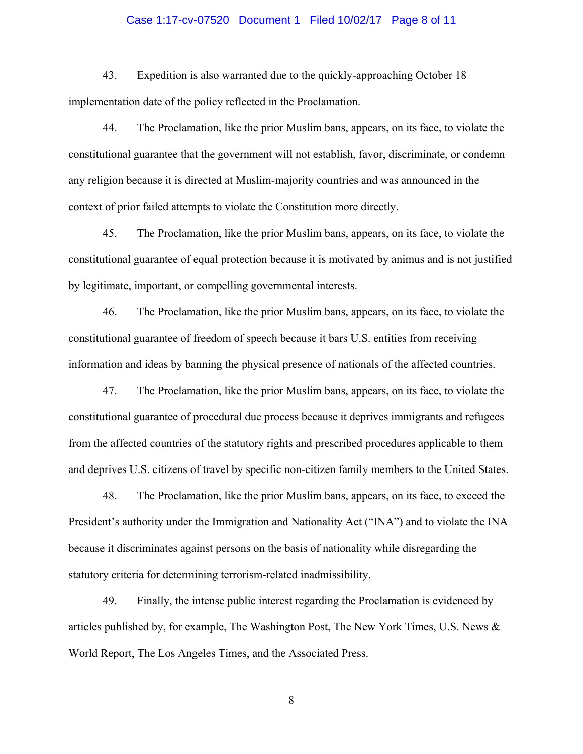43. Expedition is also warranted due to the quickly-approaching October 18 implementation date of the policy reflected in the Proclamation.

44. The Proclamation, like the prior Muslim bans, appears, on its face, to violate the constitutional guarantee that the government will not establish, favor, discriminate, or condemn any religion because it is directed at Muslim-majority countries and was announced in the context of prior failed attempts to violate the Constitution more directly.

45. The Proclamation, like the prior Muslim bans, appears, on its face, to violate the constitutional guarantee of equal protection because it is motivated by animus and is not justified by legitimate, important, or compelling governmental interests.

46. The Proclamation, like the prior Muslim bans, appears, on its face, to violate the constitutional guarantee of freedom of speech because it bars U.S. entities from receiving information and ideas by banning the physical presence of nationals of the affected countries.

47. The Proclamation, like the prior Muslim bans, appears, on its face, to violate the constitutional guarantee of procedural due process because it deprives immigrants and refugees from the affected countries of the statutory rights and prescribed procedures applicable to them and deprives U.S. citizens of travel by specific non-citizen family members to the United States.

48. The Proclamation, like the prior Muslim bans, appears, on its face, to exceed the President's authority under the Immigration and Nationality Act ("INA") and to violate the INA because it discriminates against persons on the basis of nationality while disregarding the statutory criteria for determining terrorism-related inadmissibility.

49. Finally, the intense public interest regarding the Proclamation is evidenced by articles published by, for example, The Washington Post, The New York Times, U.S. News & World Report, The Los Angeles Times, and the Associated Press.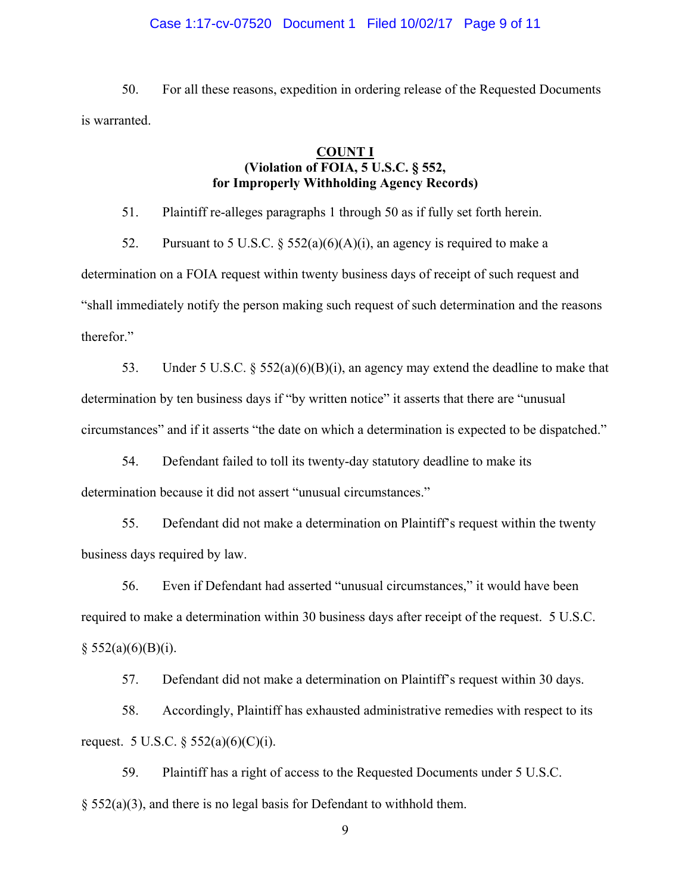50. For all these reasons, expedition in ordering release of the Requested Documents is warranted.

**COUNT I**
**(Violation of FOIA, 5 U.S.C. § 552,**
**for Improperly Withholding Agency Records)**

51. Plaintiff re-alleges paragraphs 1 through 50 as if fully set forth herein.

52. Pursuant to 5 U.S.C. § 552(a)(6)(A)(i), an agency is required to make a determination on a FOIA request within twenty business days of receipt of such request and "shall immediately notify the person making such request of such determination and the reasons therefor."

53. Under 5 U.S.C. § 552(a)(6)(B)(i), an agency may extend the deadline to make that determination by ten business days if "by written notice" it asserts that there are "unusual circumstances" and if it asserts "the date on which a determination is expected to be dispatched."

54. Defendant failed to toll its twenty-day statutory deadline to make its determination because it did not assert "unusual circumstances."

55. Defendant did not make a determination on Plaintiff's request within the twenty business days required by law.

56. Even if Defendant had asserted "unusual circumstances," it would have been required to make a determination within 30 business days after receipt of the request. 5 U.S.C. § 552(a)(6)(B)(i).

57. Defendant did not make a determination on Plaintiff's request within 30 days.

58. Accordingly, Plaintiff has exhausted administrative remedies with respect to its request. 5 U.S.C. § 552(a)(6)(C)(i).

59. Plaintiff has a right of access to the Requested Documents under 5 U.S.C. § 552(a)(3), and there is no legal basis for Defendant to withhold them.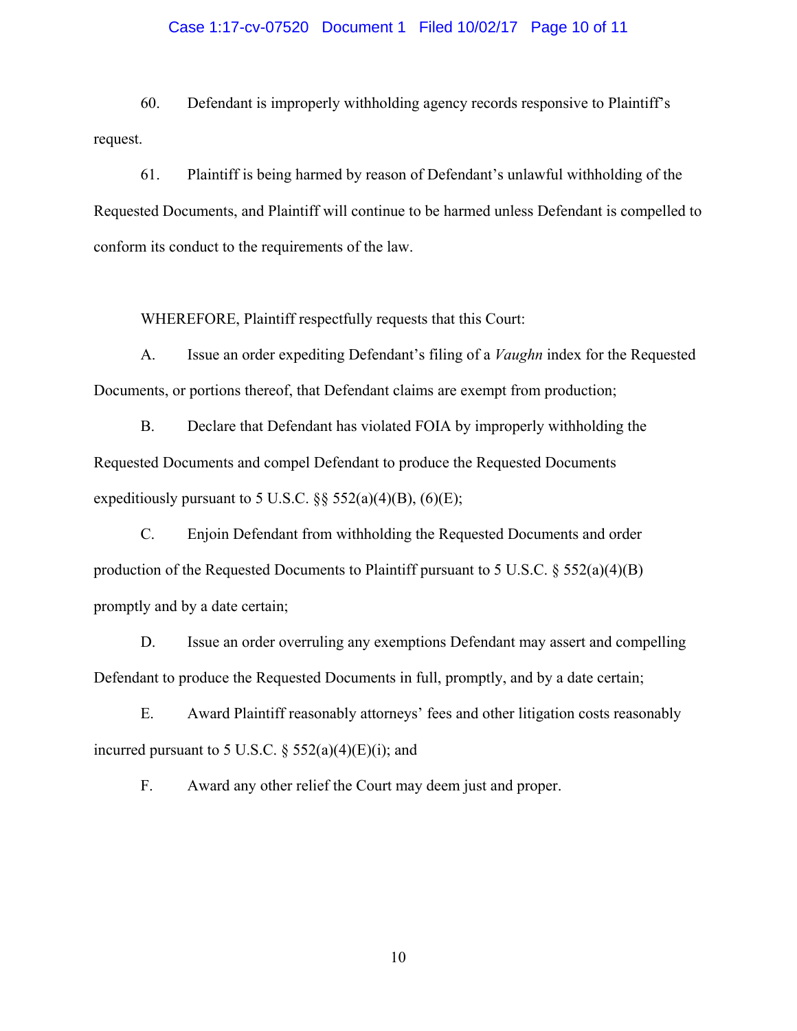60. Defendant is improperly withholding agency records responsive to Plaintiff's request.

61. Plaintiff is being harmed by reason of Defendant's unlawful withholding of the Requested Documents, and Plaintiff will continue to be harmed unless Defendant is compelled to conform its conduct to the requirements of the law.

WHEREFORE, Plaintiff respectfully requests that this Court:

A. Issue an order expediting Defendant's filing of a *Vaughn* index for the Requested Documents, or portions thereof, that Defendant claims are exempt from production;

B. Declare that Defendant has violated FOIA by improperly withholding the Requested Documents and compel Defendant to produce the Requested Documents expeditiously pursuant to 5 U.S.C. §§ 552(a)(4)(B), (6)(E);

C. Enjoin Defendant from withholding the Requested Documents and order production of the Requested Documents to Plaintiff pursuant to 5 U.S.C. § 552(a)(4)(B) promptly and by a date certain;

D. Issue an order overruling any exemptions Defendant may assert and compelling Defendant to produce the Requested Documents in full, promptly, and by a date certain;

E. Award Plaintiff reasonably attorneys' fees and other litigation costs reasonably incurred pursuant to 5 U.S.C. § 552(a)(4)(E)(i); and

F. Award any other relief the Court may deem just and proper.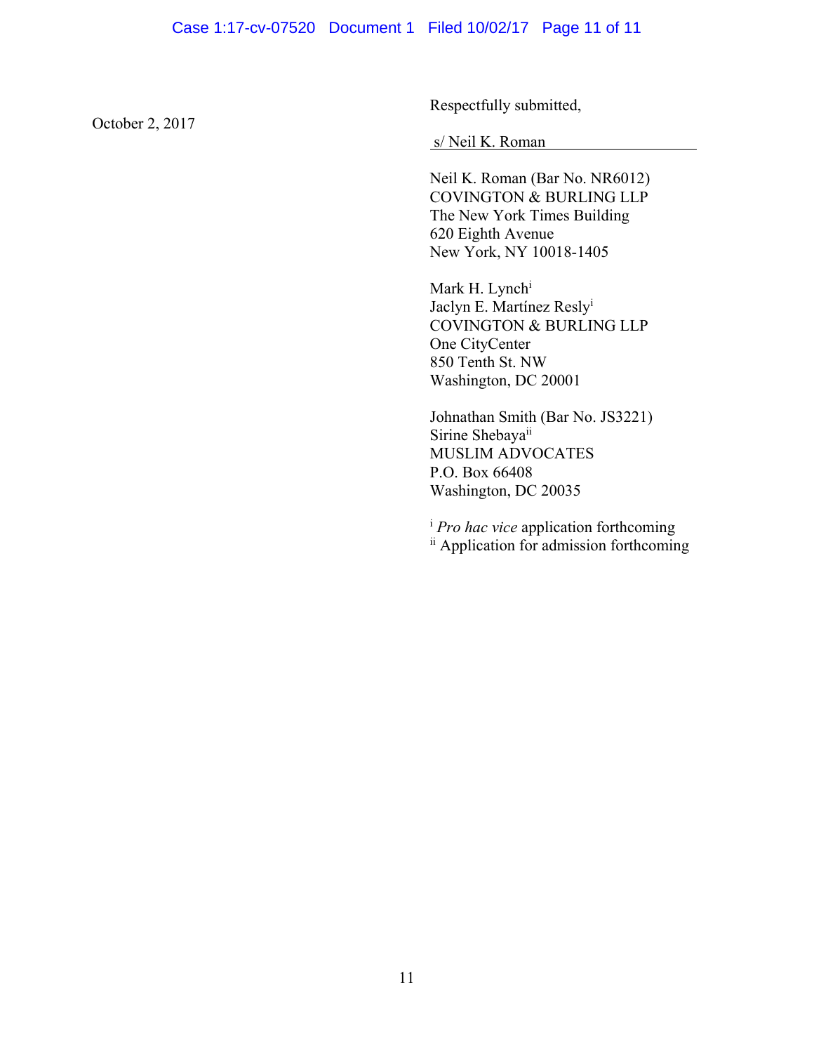October 2, 2017

Respectfully submitted,

s/ Neil K. Roman

Neil K. Roman (Bar No. NR6012)
COVINGTON & BURLING LLP
The New York Times Building
620 Eighth Avenue
New York, NY 10018-1405

Mark H. Lynch[i]
Jaclyn E. Martínez Resly[i]
COVINGTON & BURLING LLP
One CityCenter
850 Tenth St. NW
Washington, DC 20001

Johnathan Smith (Bar No. JS3221)
Sirine Shebaya[ii]
MUSLIM ADVOCATES
P.O. Box 66408
Washington, DC 20035

[i] *Pro hac vice* application forthcoming
[ii] Application for admission forthcoming